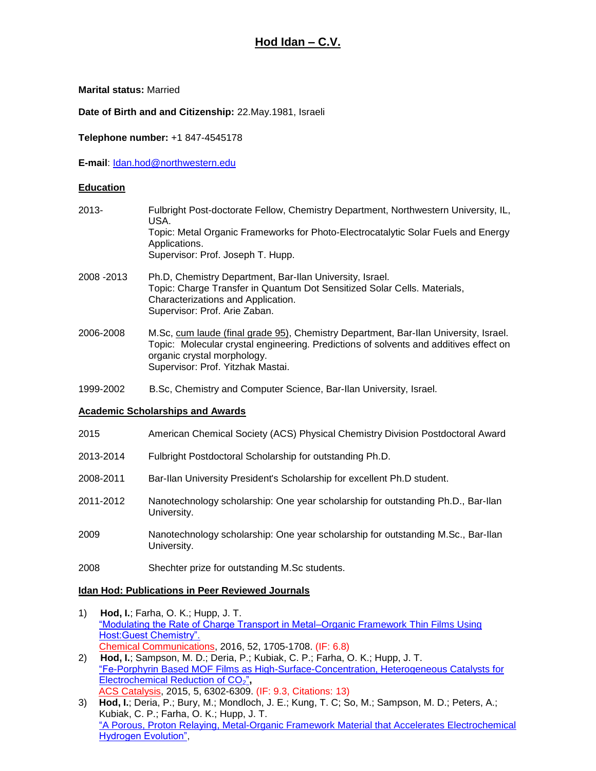# Hod Idan – C.V.

**Marital status:** Married

**Date of Birth and and Citizenship:** 22.May.1981, Israeli

**Telephone number:** +1 847-4545178

**E-mail**: Idan.hod@northwestern.edu

## Education

2013- Fulbright Post-doctorate Fellow, Chemistry Department, Northwestern University, IL, USA.
Topic: Metal Organic Frameworks for Photo-Electrocatalytic Solar Fuels and Energy Applications.
Supervisor: Prof. Joseph T. Hupp.

2008 -2013 Ph.D, Chemistry Department, Bar-Ilan University, Israel.
Topic: Charge Transfer in Quantum Dot Sensitized Solar Cells. Materials, Characterizations and Application.
Supervisor: Prof. Arie Zaban.

2006-2008 M.Sc, cum laude (final grade 95), Chemistry Department, Bar-Ilan University, Israel.
Topic: Molecular crystal engineering. Predictions of solvents and additives effect on organic crystal morphology.
Supervisor: Prof. Yitzhak Mastai.

1999-2002 B.Sc, Chemistry and Computer Science, Bar-Ilan University, Israel.

## Academic Scholarships and Awards

2015 American Chemical Society (ACS) Physical Chemistry Division Postdoctoral Award

2013-2014 Fulbright Postdoctoral Scholarship for outstanding Ph.D.

2008-2011 Bar-Ilan University President's Scholarship for excellent Ph.D student.

2011-2012 Nanotechnology scholarship: One year scholarship for outstanding Ph.D., Bar-Ilan University.

2009 Nanotechnology scholarship: One year scholarship for outstanding M.Sc., Bar-Ilan University.

2008 Shechter prize for outstanding M.Sc students.

## Idan Hod: Publications in Peer Reviewed Journals

1) **Hod, I.**; Farha, O. K.; Hupp, J. T.
"Modulating the Rate of Charge Transport in Metal–Organic Framework Thin Films Using Host:Guest Chemistry".
Chemical Communications, 2016, 52, 1705-1708. (IF: 6.8)

2) **Hod, I.**; Sampson, M. D.; Deria, P.; Kubiak, C. P.; Farha, O. K.; Hupp, J. T.
"Fe-Porphyrin Based MOF Films as High-Surface-Concentration, Heterogeneous Catalysts for Electrochemical Reduction of $CO_2$",
ACS Catalysis, 2015, 5, 6302-6309. (IF: 9.3, Citations: 13)

3) **Hod, I.**; Deria, P.; Bury, M.; Mondloch, J. E.; Kung, T. C; So, M.; Sampson, M. D.; Peters, A.; Kubiak, C. P.; Farha, O. K.; Hupp, J. T.
"A Porous, Proton Relaying, Metal-Organic Framework Material that Accelerates Electrochemical Hydrogen Evolution",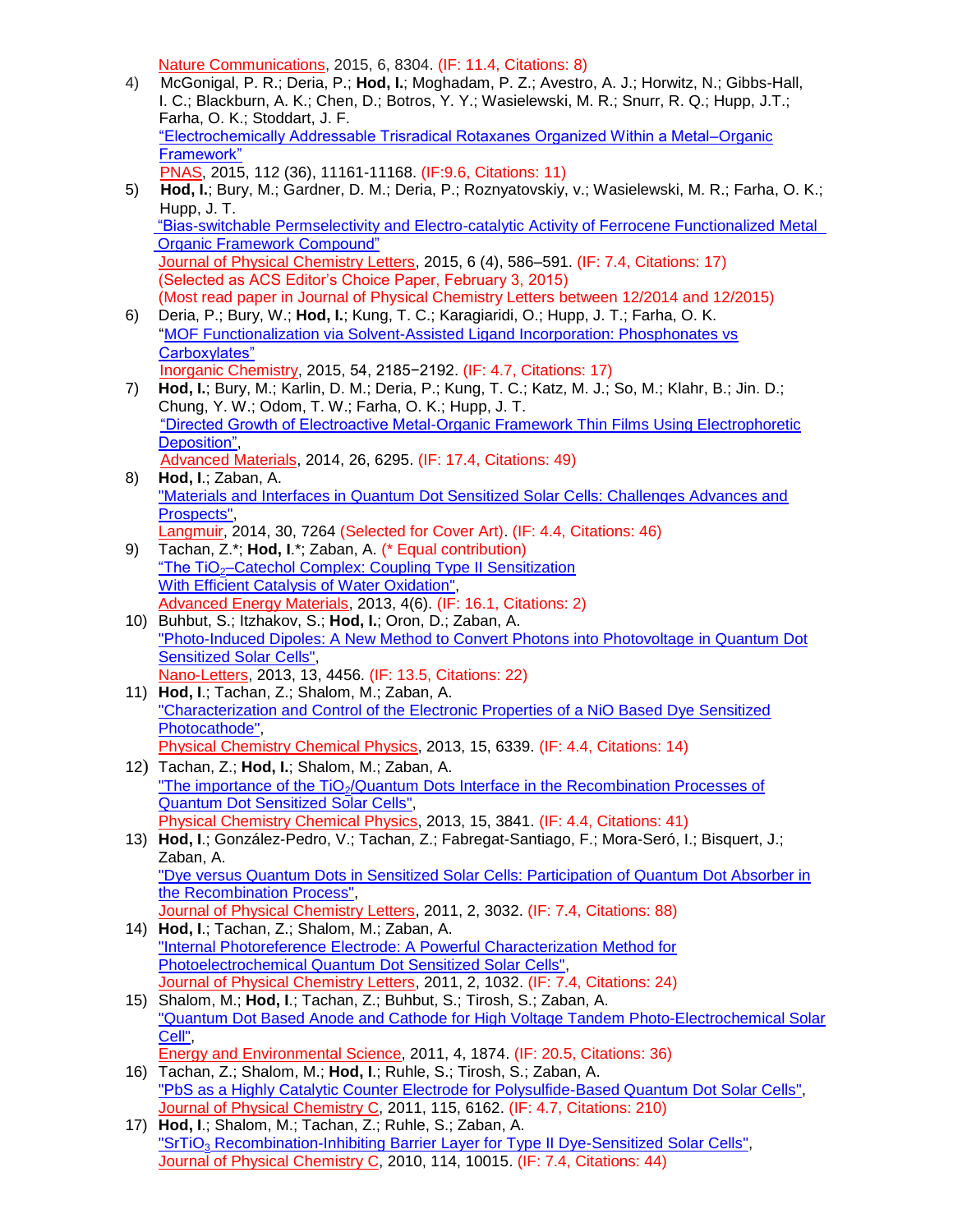Nature Communications, 2015, 6, 8304. (IF: 11.4, Citations: 8)

4) McGonigal, P. R.; Deria, P.; **Hod, I.**; Moghadam, P. Z.; Avestro, A. J.; Horwitz, N.; Gibbs-Hall, I. C.; Blackburn, A. K.; Chen, D.; Botros, Y. Y.; Wasielewski, M. R.; Snurr, R. Q.; Hupp, J.T.; Farha, O. K.; Stoddart, J. F.
"Electrochemically Addressable Trisradical Rotaxanes Organized Within a Metal–Organic Framework"
PNAS, 2015, 112 (36), 11161-11168. (IF:9.6, Citations: 11)

5) **Hod, I.**; Bury, M.; Gardner, D. M.; Deria, P.; Roznyatovskiy, v.; Wasielewski, M. R.; Farha, O. K.; Hupp, J. T.
"Bias-switchable Permselectivity and Electro-catalytic Activity of Ferrocene Functionalized Metal Organic Framework Compound"
Journal of Physical Chemistry Letters, 2015, 6 (4), 586–591. (IF: 7.4, Citations: 17)
(Selected as ACS Editor's Choice Paper, February 3, 2015)
(Most read paper in Journal of Physical Chemistry Letters between 12/2014 and 12/2015)

6) Deria, P.; Bury, W.; **Hod, I.**; Kung, T. C.; Karagiaridi, O.; Hupp, J. T.; Farha, O. K.
"MOF Functionalization via Solvent-Assisted Ligand Incorporation: Phosphonates vs Carboxylates"
Inorganic Chemistry, 2015, 54, 2185−2192. (IF: 4.7, Citations: 17)

7) **Hod, I.**; Bury, M.; Karlin, D. M.; Deria, P.; Kung, T. C.; Katz, M. J.; So, M.; Klahr, B.; Jin. D.; Chung, Y. W.; Odom, T. W.; Farha, O. K.; Hupp, J. T.
"Directed Growth of Electroactive Metal-Organic Framework Thin Films Using Electrophoretic Deposition",
Advanced Materials, 2014, 26, 6295. (IF: 17.4, Citations: 49)

8) **Hod, I**.; Zaban, A.
"Materials and Interfaces in Quantum Dot Sensitized Solar Cells: Challenges Advances and Prospects",
Langmuir, 2014, 30, 7264 (Selected for Cover Art). (IF: 4.4, Citations: 46)

9) Tachan, Z.*; **Hod, I**.*; Zaban, A. (* Equal contribution)
"The $TiO_2$–Catechol Complex: Coupling Type II Sensitization With Efficient Catalysis of Water Oxidation",
Advanced Energy Materials, 2013, 4(6). (IF: 16.1, Citations: 2)

10) Buhbut, S.; Itzhakov, S.; **Hod, I.**; Oron, D.; Zaban, A.
"Photo-Induced Dipoles: A New Method to Convert Photons into Photovoltage in Quantum Dot Sensitized Solar Cells",
Nano-Letters, 2013, 13, 4456. (IF: 13.5, Citations: 22)

11) **Hod, I**.; Tachan, Z.; Shalom, M.; Zaban, A.
"Characterization and Control of the Electronic Properties of a NiO Based Dye Sensitized Photocathode",
Physical Chemistry Chemical Physics, 2013, 15, 6339. (IF: 4.4, Citations: 14)

12) Tachan, Z.; **Hod, I.**; Shalom, M.; Zaban, A.
"The importance of the $TiO_2$/Quantum Dots Interface in the Recombination Processes of Quantum Dot Sensitized Solar Cells",
Physical Chemistry Chemical Physics, 2013, 15, 3841. (IF: 4.4, Citations: 41)

13) **Hod, I**.; González-Pedro, V.; Tachan, Z.; Fabregat-Santiago, F.; Mora-Seró, I.; Bisquert, J.; Zaban, A.
"Dye versus Quantum Dots in Sensitized Solar Cells: Participation of Quantum Dot Absorber in the Recombination Process",
Journal of Physical Chemistry Letters, 2011, 2, 3032. (IF: 7.4, Citations: 88)

14) **Hod, I**.; Tachan, Z.; Shalom, M.; Zaban, A.
"Internal Photoreference Electrode: A Powerful Characterization Method for Photoelectrochemical Quantum Dot Sensitized Solar Cells",
Journal of Physical Chemistry Letters, 2011, 2, 1032. (IF: 7.4, Citations: 24)

15) Shalom, M.; **Hod, I**.; Tachan, Z.; Buhbut, S.; Tirosh, S.; Zaban, A.
"Quantum Dot Based Anode and Cathode for High Voltage Tandem Photo-Electrochemical Solar Cell",
Energy and Environmental Science, 2011, 4, 1874. (IF: 20.5, Citations: 36)

16) Tachan, Z.; Shalom, M.; **Hod, I**.; Ruhle, S.; Tirosh, S.; Zaban, A.
"PbS as a Highly Catalytic Counter Electrode for Polysulfide-Based Quantum Dot Solar Cells",
Journal of Physical Chemistry C, 2011, 115, 6162. (IF: 4.7, Citations: 210)

17) **Hod, I**.; Shalom, M.; Tachan, Z.; Ruhle, S.; Zaban, A.
"$SrTiO_3$ Recombination-Inhibiting Barrier Layer for Type II Dye-Sensitized Solar Cells",
Journal of Physical Chemistry C, 2010, 114, 10015. (IF: 7.4, Citations: 44)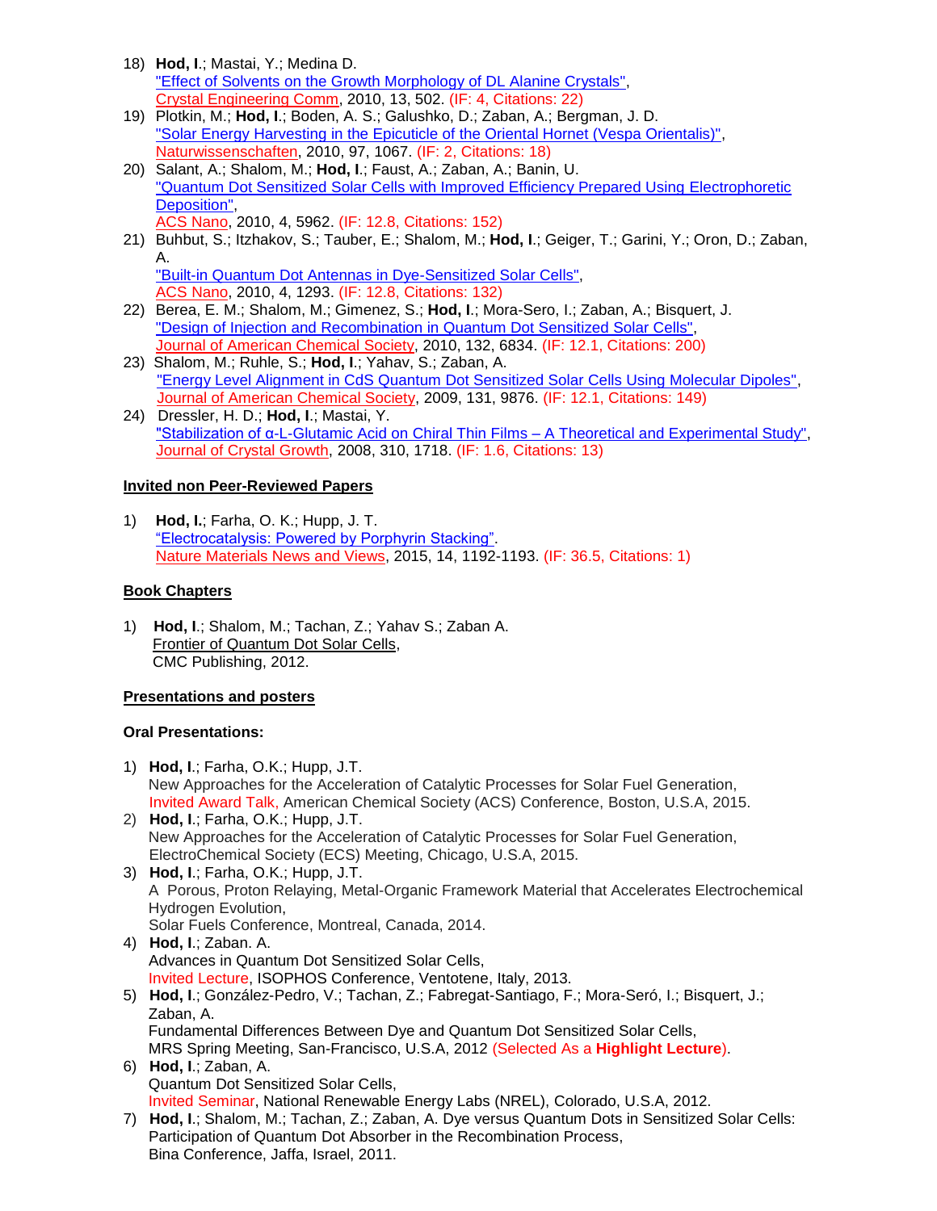18) **Hod, I**.; Mastai, Y.; Medina D.
"Effect of Solvents on the Growth Morphology of DL Alanine Crystals",
Crystal Engineering Comm, 2010, 13, 502. (IF: 4, Citations: 22)
19) Plotkin, M.; **Hod, I**.; Boden, A. S.; Galushko, D.; Zaban, A.; Bergman, J. D.
"Solar Energy Harvesting in the Epicuticle of the Oriental Hornet (Vespa Orientalis)",
Naturwissenschaften, 2010, 97, 1067. (IF: 2, Citations: 18)
20) Salant, A.; Shalom, M.; **Hod, I**.; Faust, A.; Zaban, A.; Banin, U.
"Quantum Dot Sensitized Solar Cells with Improved Efficiency Prepared Using Electrophoretic Deposition",
ACS Nano, 2010, 4, 5962. (IF: 12.8, Citations: 152)
21) Buhbut, S.; Itzhakov, S.; Tauber, E.; Shalom, M.; **Hod, I**.; Geiger, T.; Garini, Y.; Oron, D.; Zaban, A.
"Built-in Quantum Dot Antennas in Dye-Sensitized Solar Cells",
ACS Nano, 2010, 4, 1293. (IF: 12.8, Citations: 132)
22) Berea, E. M.; Shalom, M.; Gimenez, S.; **Hod, I**.; Mora-Sero, I.; Zaban, A.; Bisquert, J.
"Design of Injection and Recombination in Quantum Dot Sensitized Solar Cells",
Journal of American Chemical Society, 2010, 132, 6834. (IF: 12.1, Citations: 200)
23) Shalom, M.; Ruhle, S.; **Hod, I**.; Yahav, S.; Zaban, A.
"Energy Level Alignment in CdS Quantum Dot Sensitized Solar Cells Using Molecular Dipoles",
Journal of American Chemical Society, 2009, 131, 9876. (IF: 12.1, Citations: 149)
24) Dressler, H. D.; **Hod, I**.; Mastai, Y.
"Stabilization of α-L-Glutamic Acid on Chiral Thin Films – A Theoretical and Experimental Study",
Journal of Crystal Growth, 2008, 310, 1718. (IF: 1.6, Citations: 13)

## Invited non Peer-Reviewed Papers

1) **Hod, I.**; Farha, O. K.; Hupp, J. T.
"Electrocatalysis: Powered by Porphyrin Stacking".
Nature Materials News and Views, 2015, 14, 1192-1193. (IF: 36.5, Citations: 1)

## Book Chapters

1) **Hod, I**.; Shalom, M.; Tachan, Z.; Yahav S.; Zaban A.
Frontier of Quantum Dot Solar Cells,
CMC Publishing, 2012.

## Presentations and posters

### Oral Presentations:

1) **Hod, I**.; Farha, O.K.; Hupp, J.T.
New Approaches for the Acceleration of Catalytic Processes for Solar Fuel Generation,
Invited Award Talk, American Chemical Society (ACS) Conference, Boston, U.S.A, 2015.
2) **Hod, I**.; Farha, O.K.; Hupp, J.T.
New Approaches for the Acceleration of Catalytic Processes for Solar Fuel Generation,
ElectroChemical Society (ECS) Meeting, Chicago, U.S.A, 2015.
3) **Hod, I**.; Farha, O.K.; Hupp, J.T.
A Porous, Proton Relaying, Metal-Organic Framework Material that Accelerates Electrochemical Hydrogen Evolution,
Solar Fuels Conference, Montreal, Canada, 2014.
4) **Hod, I**.; Zaban. A.
Advances in Quantum Dot Sensitized Solar Cells,
Invited Lecture, ISOPHOS Conference, Ventotene, Italy, 2013.
5) **Hod, I**.; González-Pedro, V.; Tachan, Z.; Fabregat-Santiago, F.; Mora-Seró, I.; Bisquert, J.; Zaban, A.
Fundamental Differences Between Dye and Quantum Dot Sensitized Solar Cells,
MRS Spring Meeting, San-Francisco, U.S.A, 2012 (Selected As a **Highlight Lecture**).
6) **Hod, I**.; Zaban, A.
Quantum Dot Sensitized Solar Cells,
Invited Seminar, National Renewable Energy Labs (NREL), Colorado, U.S.A, 2012.
7) **Hod, I**.; Shalom, M.; Tachan, Z.; Zaban, A. Dye versus Quantum Dots in Sensitized Solar Cells: Participation of Quantum Dot Absorber in the Recombination Process,
Bina Conference, Jaffa, Israel, 2011.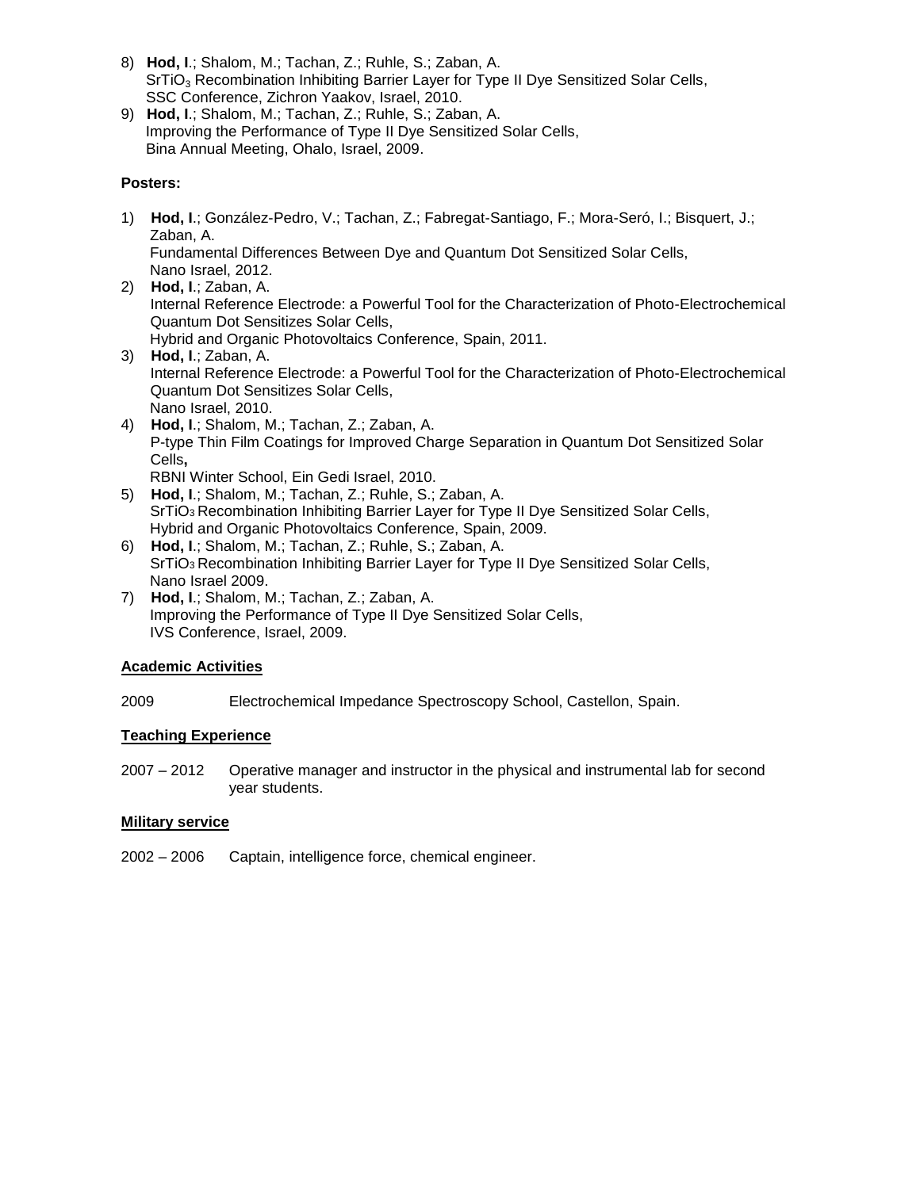8) **Hod, I**.; Shalom, M.; Tachan, Z.; Ruhle, S.; Zaban, A.
   $SrTiO_3$ Recombination Inhibiting Barrier Layer for Type II Dye Sensitized Solar Cells,
   SSC Conference, Zichron Yaakov, Israel, 2010.
9) **Hod, I**.; Shalom, M.; Tachan, Z.; Ruhle, S.; Zaban, A.
   Improving the Performance of Type II Dye Sensitized Solar Cells,
   Bina Annual Meeting, Ohalo, Israel, 2009.

**Posters:**

1) **Hod, I**.; González-Pedro, V.; Tachan, Z.; Fabregat-Santiago, F.; Mora-Seró, I.; Bisquert, J.; Zaban, A.
   Fundamental Differences Between Dye and Quantum Dot Sensitized Solar Cells,
   Nano Israel, 2012.
2) **Hod, I**.; Zaban, A.
   Internal Reference Electrode: a Powerful Tool for the Characterization of Photo-Electrochemical Quantum Dot Sensitizes Solar Cells,
   Hybrid and Organic Photovoltaics Conference, Spain, 2011.
3) **Hod, I**.; Zaban, A.
   Internal Reference Electrode: a Powerful Tool for the Characterization of Photo-Electrochemical Quantum Dot Sensitizes Solar Cells,
   Nano Israel, 2010.
4) **Hod, I**.; Shalom, M.; Tachan, Z.; Zaban, A.
   P-type Thin Film Coatings for Improved Charge Separation in Quantum Dot Sensitized Solar Cells**,**
   RBNI Winter School, Ein Gedi Israel, 2010.
5) **Hod, I**.; Shalom, M.; Tachan, Z.; Ruhle, S.; Zaban, A.
   $SrTiO_3$ Recombination Inhibiting Barrier Layer for Type II Dye Sensitized Solar Cells,
   Hybrid and Organic Photovoltaics Conference, Spain, 2009.
6) **Hod, I**.; Shalom, M.; Tachan, Z.; Ruhle, S.; Zaban, A.
   $SrTiO_3$ Recombination Inhibiting Barrier Layer for Type II Dye Sensitized Solar Cells,
   Nano Israel 2009.
7) **Hod, I**.; Shalom, M.; Tachan, Z.; Zaban, A.
   Improving the Performance of Type II Dye Sensitized Solar Cells,
   IVS Conference, Israel, 2009.

## Academic Activities

2009 Electrochemical Impedance Spectroscopy School, Castellon, Spain.

## Teaching Experience

2007 – 2012 Operative manager and instructor in the physical and instrumental lab for second year students.

## Military service

2002 – 2006 Captain, intelligence force, chemical engineer.